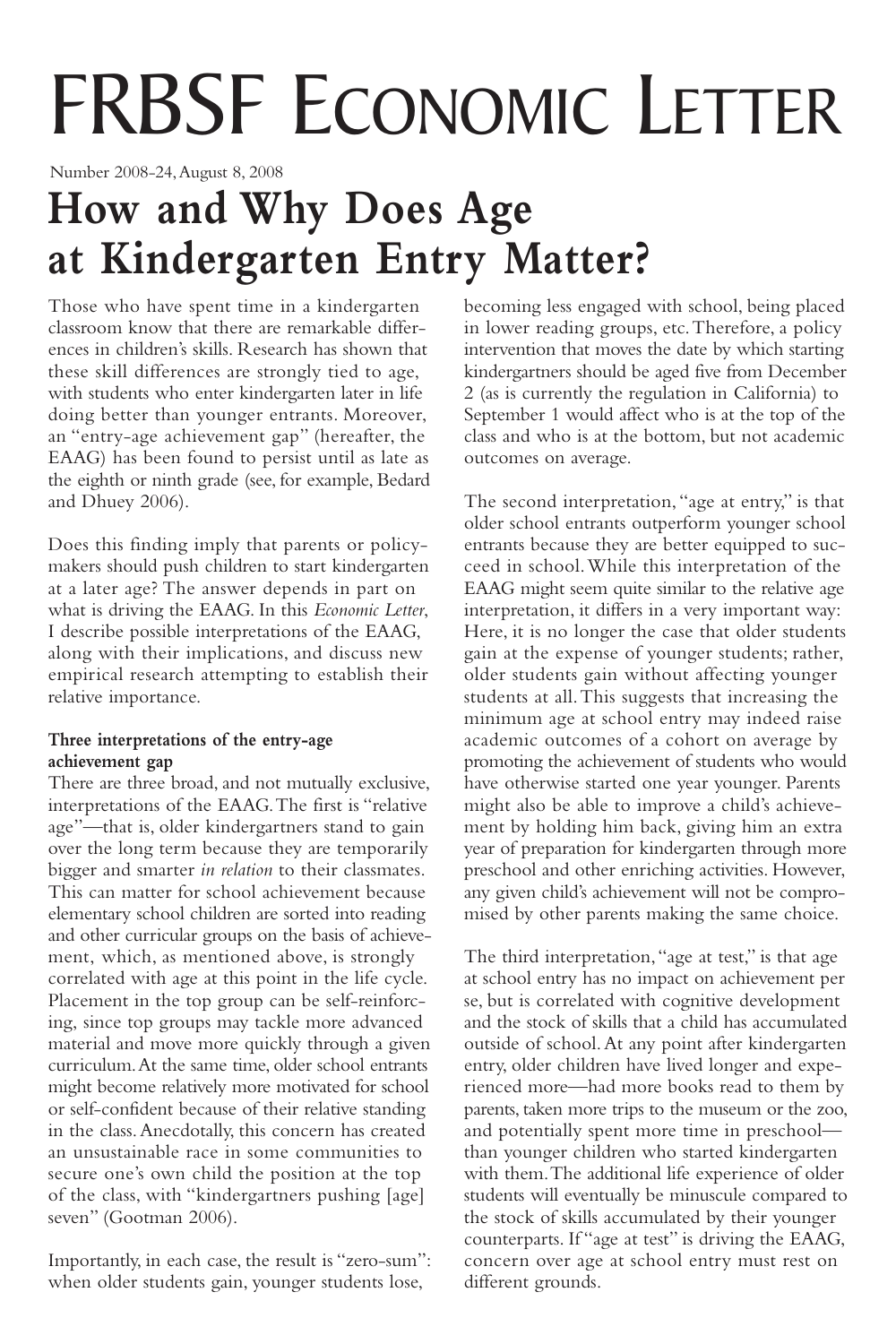# FRBSF Economic Letter

Number 2008-24, August 8, 2008

## How and Why Does Age at Kindergarten Entry Matter?

Those who have spent time in a kindergarten classroom know that there are remarkable differences in children's skills. Research has shown that these skill differences are strongly tied to age, with students who enter kindergarten later in life doing better than younger entrants. Moreover, an "entry-age achievement gap" (hereafter, the EAAG) has been found to persist until as late as the eighth or ninth grade (see, for example, Bedard and Dhuey 2006).

Does this finding imply that parents or policymakers should push children to start kindergarten at a later age? The answer depends in part on what is driving the EAAG. In this *Economic Letter*, I describe possible interpretations of the EAAG, along with their implications, and discuss new empirical research attempting to establish their relative importance.

**Three interpretations of the entry-age achievement gap**

There are three broad, and not mutually exclusive, interpretations of the EAAG. The first is "relative age"—that is, older kindergartners stand to gain over the long term because they are temporarily bigger and smarter *in relation* to their classmates. This can matter for school achievement because elementary school children are sorted into reading and other curricular groups on the basis of achievement, which, as mentioned above, is strongly correlated with age at this point in the life cycle. Placement in the top group can be self-reinforcing, since top groups may tackle more advanced material and move more quickly through a given curriculum. At the same time, older school entrants might become relatively more motivated for school or self-confident because of their relative standing in the class. Anecdotally, this concern has created an unsustainable race in some communities to secure one's own child the position at the top of the class, with "kindergartners pushing [age] seven" (Gootman 2006).

Importantly, in each case, the result is "zero-sum": when older students gain, younger students lose, becoming less engaged with school, being placed in lower reading groups, etc. Therefore, a policy intervention that moves the date by which starting kindergartners should be aged five from December 2 (as is currently the regulation in California) to September 1 would affect who is at the top of the class and who is at the bottom, but not academic outcomes on average.

The second interpretation, "age at entry," is that older school entrants outperform younger school entrants because they are better equipped to succeed in school. While this interpretation of the EAAG might seem quite similar to the relative age interpretation, it differs in a very important way: Here, it is no longer the case that older students gain at the expense of younger students; rather, older students gain without affecting younger students at all. This suggests that increasing the minimum age at school entry may indeed raise academic outcomes of a cohort on average by promoting the achievement of students who would have otherwise started one year younger. Parents might also be able to improve a child's achievement by holding him back, giving him an extra year of preparation for kindergarten through more preschool and other enriching activities. However, any given child's achievement will not be compromised by other parents making the same choice.

The third interpretation, "age at test," is that age at school entry has no impact on achievement per se, but is correlated with cognitive development and the stock of skills that a child has accumulated outside of school. At any point after kindergarten entry, older children have lived longer and experienced more—had more books read to them by parents, taken more trips to the museum or the zoo, and potentially spent more time in preschool—than younger children who started kindergarten with them. The additional life experience of older students will eventually be minuscule compared to the stock of skills accumulated by their younger counterparts. If "age at test" is driving the EAAG, concern over age at school entry must rest on different grounds.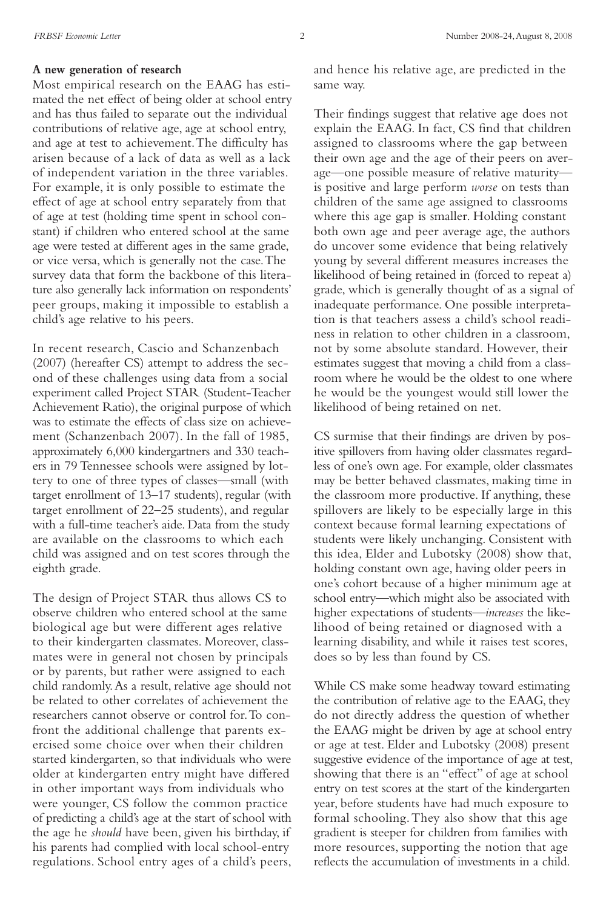**A new generation of research**

Most empirical research on the EAAG has estimated the net effect of being older at school entry and has thus failed to separate out the individual contributions of relative age, age at school entry, and age at test to achievement. The difficulty has arisen because of a lack of data as well as a lack of independent variation in the three variables. For example, it is only possible to estimate the effect of age at school entry separately from that of age at test (holding time spent in school constant) if children who entered school at the same age were tested at different ages in the same grade, or vice versa, which is generally not the case. The survey data that form the backbone of this literature also generally lack information on respondents' peer groups, making it impossible to establish a child's age relative to his peers.

In recent research, Cascio and Schanzenbach (2007) (hereafter CS) attempt to address the second of these challenges using data from a social experiment called Project STAR (Student-Teacher Achievement Ratio), the original purpose of which was to estimate the effects of class size on achievement (Schanzenbach 2007). In the fall of 1985, approximately 6,000 kindergartners and 330 teachers in 79 Tennessee schools were assigned by lottery to one of three types of classes—small (with target enrollment of 13–17 students), regular (with target enrollment of 22–25 students), and regular with a full-time teacher's aide. Data from the study are available on the classrooms to which each child was assigned and on test scores through the eighth grade.

The design of Project STAR thus allows CS to observe children who entered school at the same biological age but were different ages relative to their kindergarten classmates. Moreover, classmates were in general not chosen by principals or by parents, but rather were assigned to each child randomly. As a result, relative age should not be related to other correlates of achievement the researchers cannot observe or control for. To confront the additional challenge that parents exercised some choice over when their children started kindergarten, so that individuals who were older at kindergarten entry might have differed in other important ways from individuals who were younger, CS follow the common practice of predicting a child's age at the start of school with the age he *should* have been, given his birthday, if his parents had complied with local school-entry regulations. School entry ages of a child's peers, and hence his relative age, are predicted in the same way.

Their findings suggest that relative age does not explain the EAAG. In fact, CS find that children assigned to classrooms where the gap between their own age and the age of their peers on average—one possible measure of relative maturity—is positive and large perform *worse* on tests than children of the same age assigned to classrooms where this age gap is smaller. Holding constant both own age and peer average age, the authors do uncover some evidence that being relatively young by several different measures increases the likelihood of being retained in (forced to repeat a) grade, which is generally thought of as a signal of inadequate performance. One possible interpretation is that teachers assess a child's school readiness in relation to other children in a classroom, not by some absolute standard. However, their estimates suggest that moving a child from a classroom where he would be the oldest to one where he would be the youngest would still lower the likelihood of being retained on net.

CS surmise that their findings are driven by positive spillovers from having older classmates regardless of one's own age. For example, older classmates may be better behaved classmates, making time in the classroom more productive. If anything, these spillovers are likely to be especially large in this context because formal learning expectations of students were likely unchanging. Consistent with this idea, Elder and Lubotsky (2008) show that, holding constant own age, having older peers in one's cohort because of a higher minimum age at school entry—which might also be associated with higher expectations of students—*increases* the likelihood of being retained or diagnosed with a learning disability, and while it raises test scores, does so by less than found by CS.

While CS make some headway toward estimating the contribution of relative age to the EAAG, they do not directly address the question of whether the EAAG might be driven by age at school entry or age at test. Elder and Lubotsky (2008) present suggestive evidence of the importance of age at test, showing that there is an "effect" of age at school entry on test scores at the start of the kindergarten year, before students have had much exposure to formal schooling. They also show that this age gradient is steeper for children from families with more resources, supporting the notion that age reflects the accumulation of investments in a child.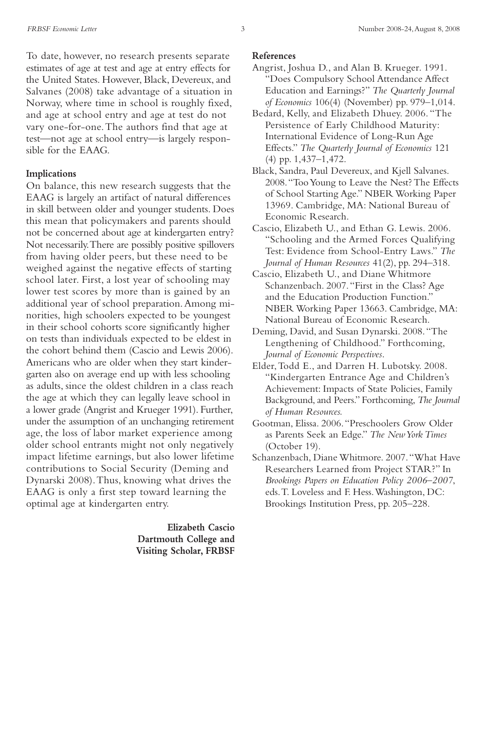To date, however, no research presents separate estimates of age at test and age at entry effects for the United States. However, Black, Devereux, and Salvanes (2008) take advantage of a situation in Norway, where time in school is roughly fixed, and age at school entry and age at test do not vary one-for-one. The authors find that age at test—not age at school entry—is largely responsible for the EAAG.

## Implications

On balance, this new research suggests that the EAAG is largely an artifact of natural differences in skill between older and younger students. Does this mean that policymakers and parents should not be concerned about age at kindergarten entry? Not necessarily. There are possibly positive spillovers from having older peers, but these need to be weighed against the negative effects of starting school later. First, a lost year of schooling may lower test scores by more than is gained by an additional year of school preparation. Among minorities, high schoolers expected to be youngest in their school cohorts score significantly higher on tests than individuals expected to be eldest in the cohort behind them (Cascio and Lewis 2006). Americans who are older when they start kindergarten also on average end up with less schooling as adults, since the oldest children in a class reach the age at which they can legally leave school in a lower grade (Angrist and Krueger 1991). Further, under the assumption of an unchanging retirement age, the loss of labor market experience among older school entrants might not only negatively impact lifetime earnings, but also lower lifetime contributions to Social Security (Deming and Dynarski 2008). Thus, knowing what drives the EAAG is only a first step toward learning the optimal age at kindergarten entry.

**Elizabeth Cascio**
**Dartmouth College and**
**Visiting Scholar, FRBSF**

## References

Angrist, Joshua D., and Alan B. Krueger. 1991. "Does Compulsory School Attendance Affect Education and Earnings?" *The Quarterly Journal of Economics* 106(4) (November) pp. 979–1,014.

Bedard, Kelly, and Elizabeth Dhuey. 2006. "The Persistence of Early Childhood Maturity: International Evidence of Long-Run Age Effects." *The Quarterly Journal of Economics* 121 (4) pp. 1,437–1,472.

Black, Sandra, Paul Devereux, and Kjell Salvanes. 2008. "Too Young to Leave the Nest? The Effects of School Starting Age." NBER Working Paper 13969. Cambridge, MA: National Bureau of Economic Research.

Cascio, Elizabeth U., and Ethan G. Lewis. 2006. "Schooling and the Armed Forces Qualifying Test: Evidence from School-Entry Laws." *The Journal of Human Resources* 41(2), pp. 294–318.

Cascio, Elizabeth U., and Diane Whitmore Schanzenbach. 2007. "First in the Class? Age and the Education Production Function." NBER Working Paper 13663. Cambridge, MA: National Bureau of Economic Research.

Deming, David, and Susan Dynarski. 2008. "The Lengthening of Childhood." Forthcoming, *Journal of Economic Perspectives*.

Elder, Todd E., and Darren H. Lubotsky. 2008. "Kindergarten Entrance Age and Children's Achievement: Impacts of State Policies, Family Background, and Peers." Forthcoming, *The Journal of Human Resources.*

Gootman, Elissa. 2006. "Preschoolers Grow Older as Parents Seek an Edge." *The New York Times* (October 19).

Schanzenbach, Diane Whitmore. 2007. "What Have Researchers Learned from Project STAR?" In *Brookings Papers on Education Policy 2006–2007*, eds. T. Loveless and F. Hess. Washington, DC: Brookings Institution Press, pp. 205–228.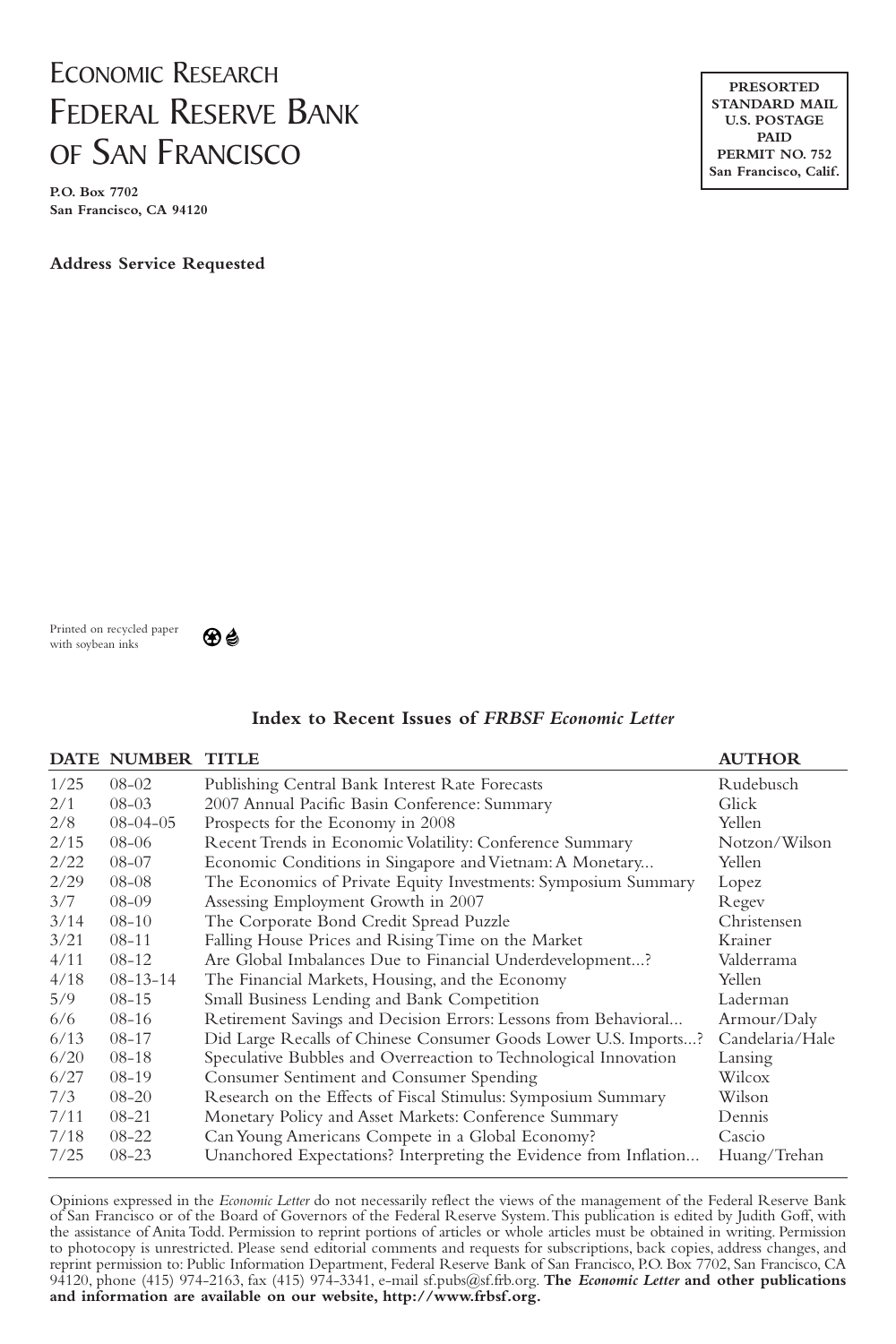# ECONOMIC RESEARCH FEDERAL RESERVE BANK OF SAN FRANCISCO

**P.O. Box 7702**
**San Francisco, CA 94120**

**Address Service Requested**

**PRESORTED STANDARD MAIL U.S. POSTAGE PAID PERMIT NO. 752 San Francisco, Calif.**

Printed on recycled paper with soybean inks

## Index to Recent Issues of *FRBSF Economic Letter*

| DATE | NUMBER | TITLE | AUTHOR |
|---|---|---|---|
| 1/25 | 08-02 | Publishing Central Bank Interest Rate Forecasts | Rudebusch |
| 2/1 | 08-03 | 2007 Annual Pacific Basin Conference: Summary | Glick |
| 2/8 | 08-04-05 | Prospects for the Economy in 2008 | Yellen |
| 2/15 | 08-06 | Recent Trends in Economic Volatility: Conference Summary | Notzon/Wilson |
| 2/22 | 08-07 | Economic Conditions in Singapore and Vietnam: A Monetary... | Yellen |
| 2/29 | 08-08 | The Economics of Private Equity Investments: Symposium Summary | Lopez |
| 3/7 | 08-09 | Assessing Employment Growth in 2007 | Regev |
| 3/14 | 08-10 | The Corporate Bond Credit Spread Puzzle | Christensen |
| 3/21 | 08-11 | Falling House Prices and Rising Time on the Market | Krainer |
| 4/11 | 08-12 | Are Global Imbalances Due to Financial Underdevelopment...? | Valderrama |
| 4/18 | 08-13-14 | The Financial Markets, Housing, and the Economy | Yellen |
| 5/9 | 08-15 | Small Business Lending and Bank Competition | Laderman |
| 6/6 | 08-16 | Retirement Savings and Decision Errors: Lessons from Behavioral... | Armour/Daly |
| 6/13 | 08-17 | Did Large Recalls of Chinese Consumer Goods Lower U.S. Imports...? | Candelaria/Hale |
| 6/20 | 08-18 | Speculative Bubbles and Overreaction to Technological Innovation | Lansing |
| 6/27 | 08-19 | Consumer Sentiment and Consumer Spending | Wilcox |
| 7/3 | 08-20 | Research on the Effects of Fiscal Stimulus: Symposium Summary | Wilson |
| 7/11 | 08-21 | Monetary Policy and Asset Markets: Conference Summary | Dennis |
| 7/18 | 08-22 | Can Young Americans Compete in a Global Economy? | Cascio |
| 7/25 | 08-23 | Unanchored Expectations? Interpreting the Evidence from Inflation... | Huang/Trehan |

Opinions expressed in the *Economic Letter* do not necessarily reflect the views of the management of the Federal Reserve Bank of San Francisco or of the Board of Governors of the Federal Reserve System. This publication is edited by Judith Goff, with the assistance of Anita Todd. Permission to reprint portions of articles or whole articles must be obtained in writing. Permission to photocopy is unrestricted. Please send editorial comments and requests for subscriptions, back copies, address changes, and reprint permission to: Public Information Department, Federal Reserve Bank of San Francisco, P.O. Box 7702, San Francisco, CA 94120, phone (415) 974-2163, fax (415) 974-3341, e-mail sf.pubs@sf.frb.org. **The *Economic Letter* and other publications and information are available on our website, http://www.frbsf.org.**